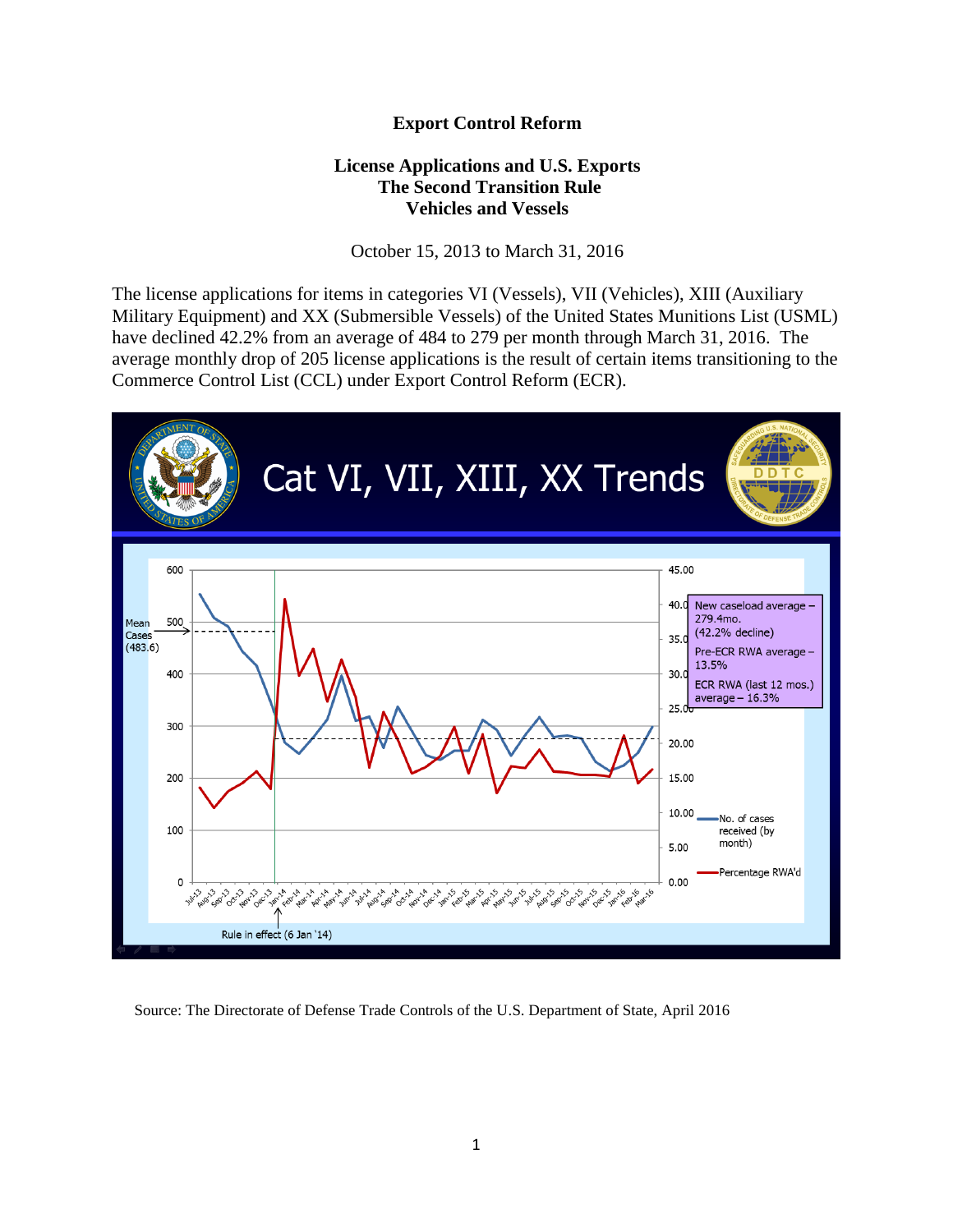# Export Control Reform

## License Applications and U.S. Exports
## The Second Transition Rule
## Vehicles and Vessels

October 15, 2013 to March 31, 2016

The license applications for items in categories VI (Vessels), VII (Vehicles), XIII (Auxiliary Military Equipment) and XX (Submersible Vessels) of the United States Munitions List (USML) have declined 42.2% from an average of 484 to 279 per month through March 31, 2016. The average monthly drop of 205 license applications is the result of certain items transitioning to the Commerce Control List (CCL) under Export Control Reform (ECR).

Source: The Directorate of Defense Trade Controls of the U.S. Department of State, April 2016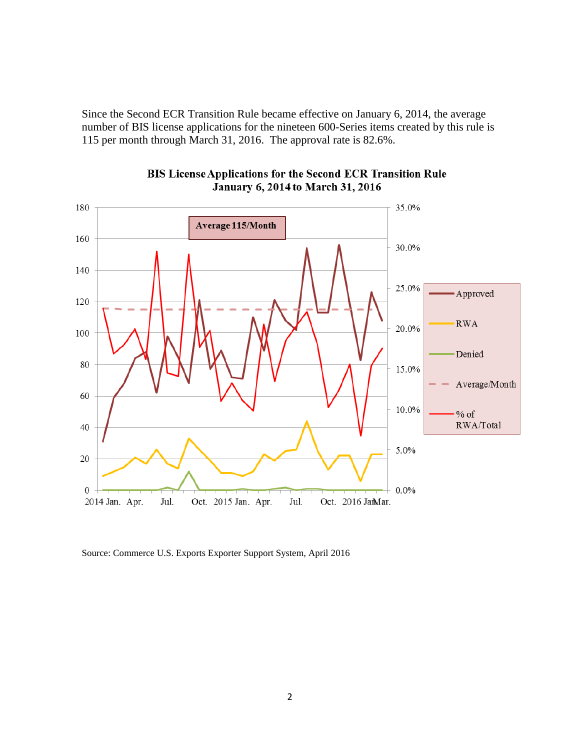Since the Second ECR Transition Rule became effective on January 6, 2014, the average number of BIS license applications for the nineteen 600-Series items created by this rule is 115 per month through March 31, 2016.  The approval rate is 82.6%.

**BIS License Applications for the Second ECR Transition Rule**
**January 6, 2014 to March 31, 2016**

Source: Commerce U.S. Exports Exporter Support System, April 2016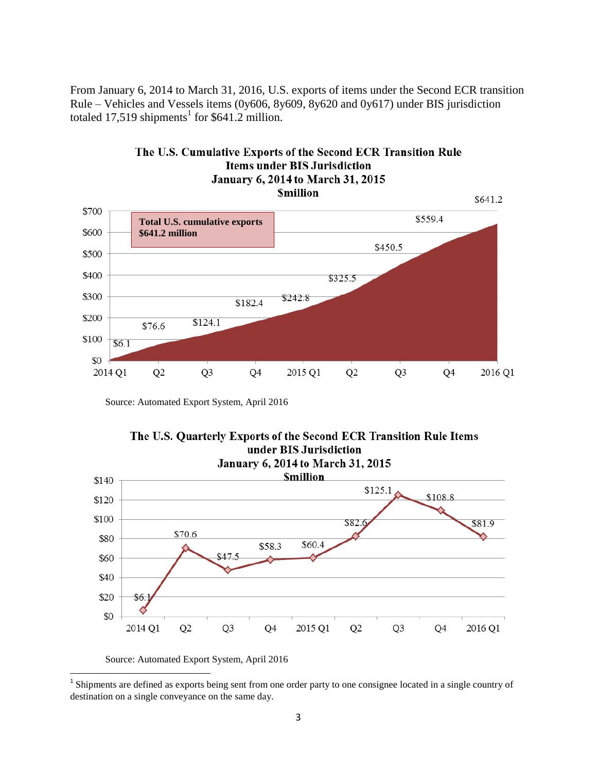From January 6, 2014 to March 31, 2016, U.S. exports of items under the Second ECR transition Rule – Vehicles and Vessels items (0y606, 8y609, 8y620 and 0y617) under BIS jurisdiction totaled 17,519 shipments[1] for $641.2 million.

**The U.S. Cumulative Exports of the Second ECR Transition Rule Items under BIS Jurisdiction January 6, 2014 to March 31, 2015 $million**

| Quarter | Cumulative exports ($million) |
|---|---|
| 2014 Q1 | $6.1 |
| Q2 | $76.6 |
| Q3 | $124.1 |
| Q4 | $182.4 |
| 2015 Q1 | $242.8 |
| Q2 | $325.5 |
| Q3 | $450.5 |
| Q4 | $559.4 |
| 2016 Q1 | $641.2 |

Total U.S. cumulative exports $641.2 million

Source: Automated Export System, April 2016

**The U.S. Quarterly Exports of the Second ECR Transition Rule Items under BIS Jurisdiction January 6, 2014 to March 31, 2015 $million**

| Quarter | Quarterly exports ($million) |
|---|---|
| 2014 Q1 | $6.1 |
| Q2 | $70.6 |
| Q3 | $47.5 |
| Q4 | $58.3 |
| 2015 Q1 | $60.4 |
| Q2 | $82.6 |
| Q3 | $125.1 |
| Q4 | $108.8 |
| 2016 Q1 | $81.9 |

Source: Automated Export System, April 2016

[1] Shipments are defined as exports being sent from one order party to one consignee located in a single country of destination on a single conveyance on the same day.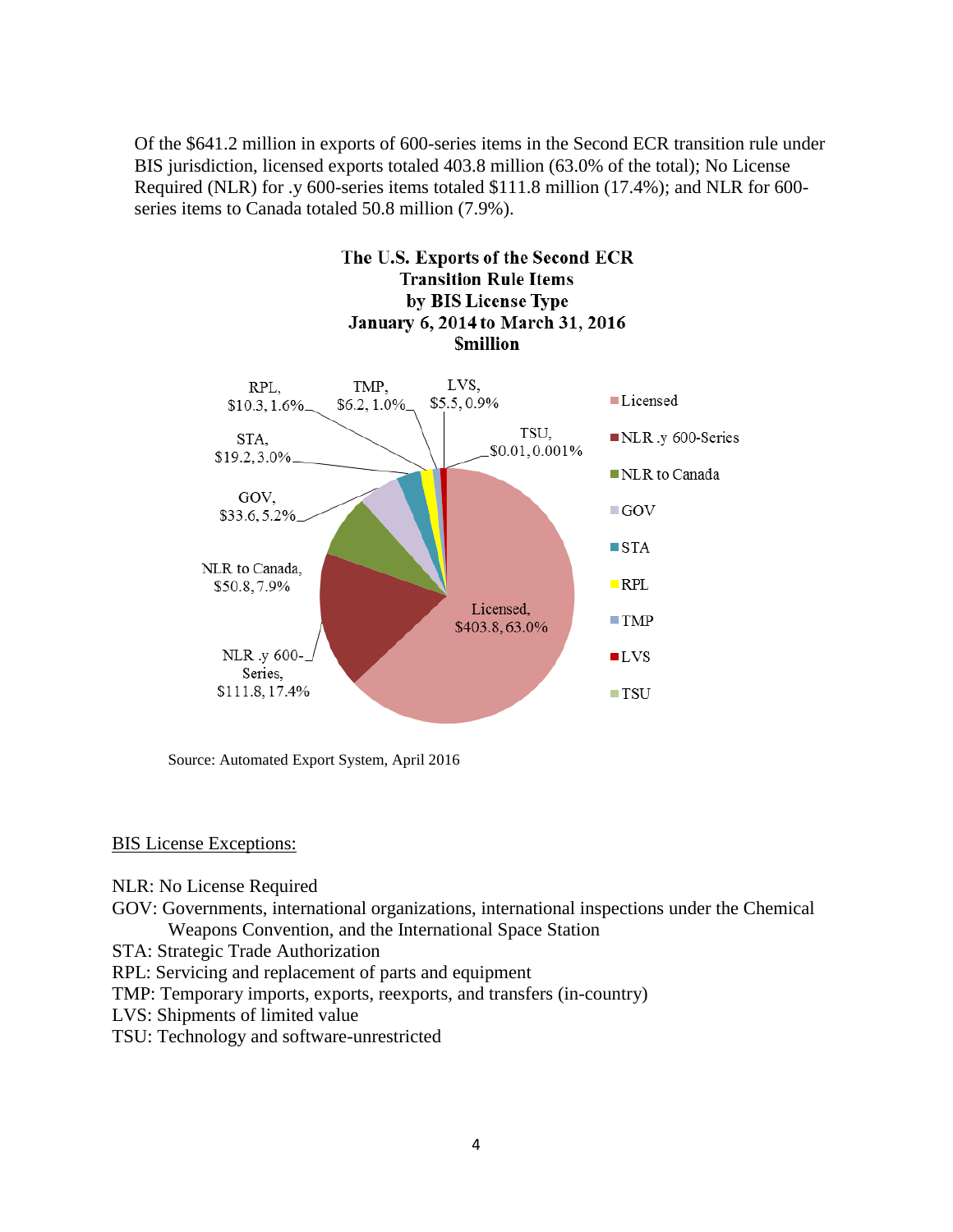Of the $641.2 million in exports of 600-series items in the Second ECR transition rule under BIS jurisdiction, licensed exports totaled 403.8 million (63.0% of the total); No License Required (NLR) for .y 600-series items totaled $111.8 million (17.4%); and NLR for 600-series items to Canada totaled 50.8 million (7.9%).

**The U.S. Exports of the Second ECR Transition Rule Items by BIS License Type January 6, 2014 to March 31, 2016 $million**

RPL, $10.3, 1.6%
TMP, $6.2, 1.0%
LVS, $5.5, 0.9%
TSU, $0.01, 0.001%
STA, $19.2, 3.0%
GOV, $33.6, 5.2%
NLR to Canada, $50.8, 7.9%
NLR .y 600-Series, $111.8, 17.4%
Licensed, $403.8, 63.0%

Licensed
NLR .y 600-Series
NLR to Canada
GOV
STA
RPL
TMP
LVS
TSU

Source: Automated Export System, April 2016

<u>BIS License Exceptions:</u>

NLR: No License Required
GOV: Governments, international organizations, international inspections under the Chemical Weapons Convention, and the International Space Station
STA: Strategic Trade Authorization
RPL: Servicing and replacement of parts and equipment
TMP: Temporary imports, exports, reexports, and transfers (in-country)
LVS: Shipments of limited value
TSU: Technology and software-unrestricted